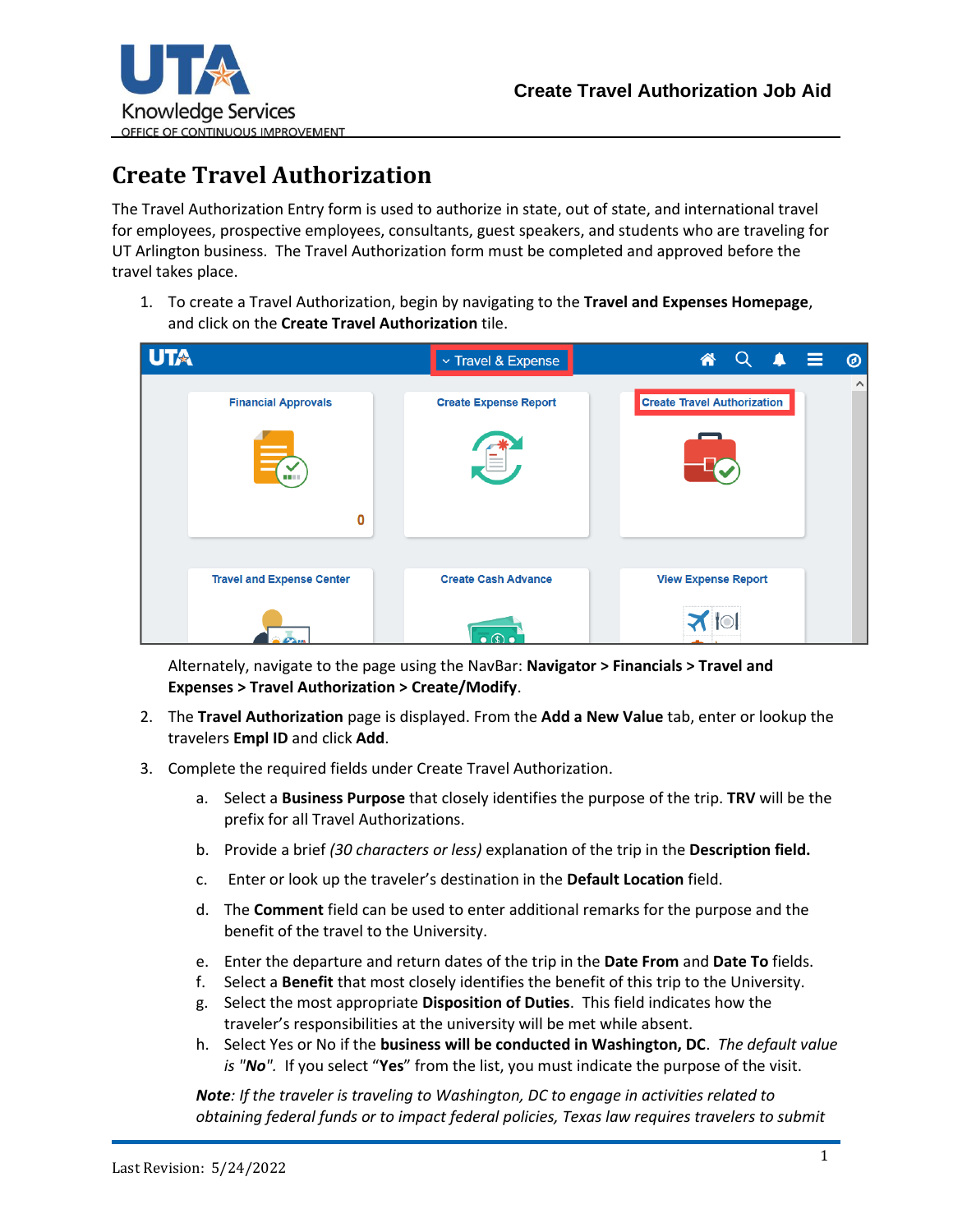# Create Travel Authorization

The Travel Authorization Entry form is used to authorize in state, out of state, and international travel for employees, prospective employees, consultants, guest speakers, and students who are traveling for UT Arlington business. The Travel Authorization form must be completed and approved before the travel takes place.

1. To create a Travel Authorization, begin by navigating to the **Travel and Expenses Homepage**, and click on the **Create Travel Authorization** tile.

   Alternately, navigate to the page using the NavBar: **Navigator > Financials > Travel and Expenses > Travel Authorization > Create/Modify**.

2. The **Travel Authorization** page is displayed. From the **Add a New Value** tab, enter or lookup the travelers **Empl ID** and click **Add**.

3. Complete the required fields under Create Travel Authorization.

   a. Select a **Business Purpose** that closely identifies the purpose of the trip. **TRV** will be the prefix for all Travel Authorizations.

   b. Provide a brief *(30 characters or less)* explanation of the trip in the **Description field.**

   c. Enter or look up the traveler's destination in the **Default Location** field.

   d. The **Comment** field can be used to enter additional remarks for the purpose and the benefit of the travel to the University.

   e. Enter the departure and return dates of the trip in the **Date From** and **Date To** fields.

   f. Select a **Benefit** that most closely identifies the benefit of this trip to the University.

   g. Select the most appropriate **Disposition of Duties**. This field indicates how the traveler's responsibilities at the university will be met while absent.

   h. Select Yes or No if the **business will be conducted in Washington, DC**. *The default value is "**No**".* If you select "**Yes**" from the list, you must indicate the purpose of the visit.

   ***Note****: If the traveler is traveling to Washington, DC to engage in activities related to obtaining federal funds or to impact federal policies, Texas law requires travelers to submit*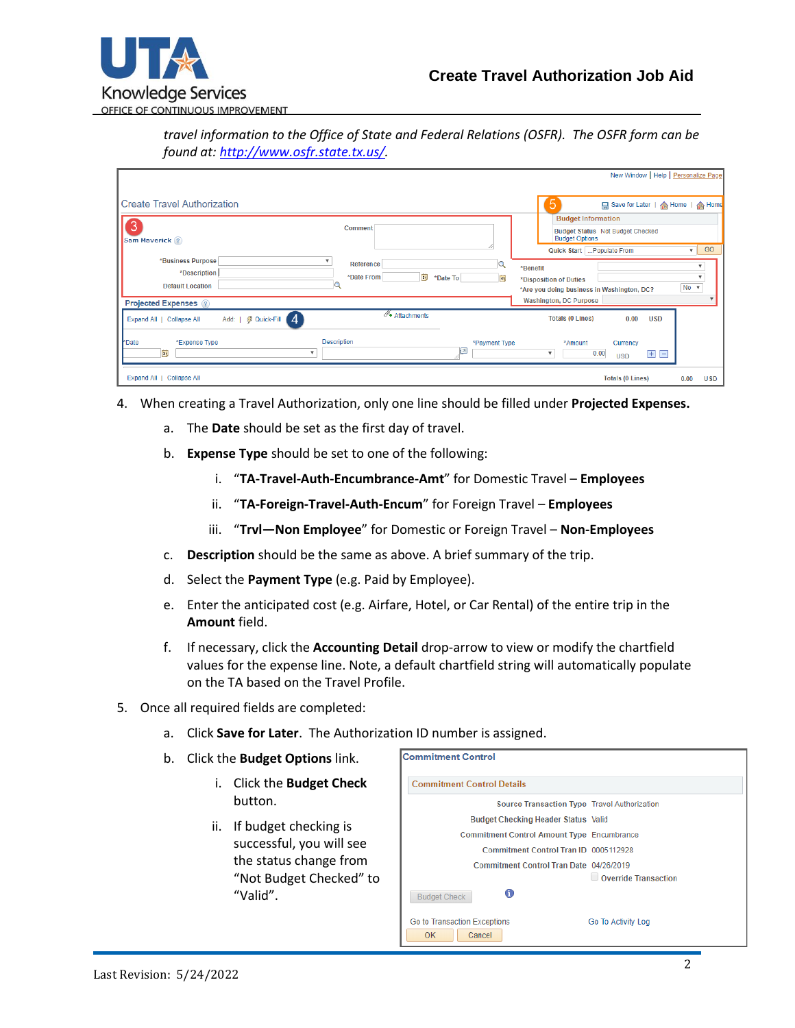*travel information to the Office of State and Federal Relations (OSFR). The OSFR form can be found at: [http://www.osfr.state.tx.us/](http://www.osfr.state.tx.us/).*

4. When creating a Travel Authorization, only one line should be filled under **Projected Expenses.**
    a. The **Date** should be set as the first day of travel.
    b. **Expense Type** should be set to one of the following:
        i. "**TA-Travel-Auth-Encumbrance-Amt**" for Domestic Travel – **Employees**
        ii. "**TA-Foreign-Travel-Auth-Encum**" for Foreign Travel – **Employees**
        iii. "**Trvl—Non Employee**" for Domestic or Foreign Travel – **Non-Employees**
    c. **Description** should be the same as above. A brief summary of the trip.
    d. Select the **Payment Type** (e.g. Paid by Employee).
    e. Enter the anticipated cost (e.g. Airfare, Hotel, or Car Rental) of the entire trip in the **Amount** field.
    f. If necessary, click the **Accounting Detail** drop-arrow to view or modify the chartfield values for the expense line. Note, a default chartfield string will automatically populate on the TA based on the Travel Profile.
5. Once all required fields are completed:
    a. Click **Save for Later**. The Authorization ID number is assigned.
    b. Click the **Budget Options** link.
        i. Click the **Budget Check** button.
        ii. If budget checking is successful, you will see the status change from "Not Budget Checked" to "Valid".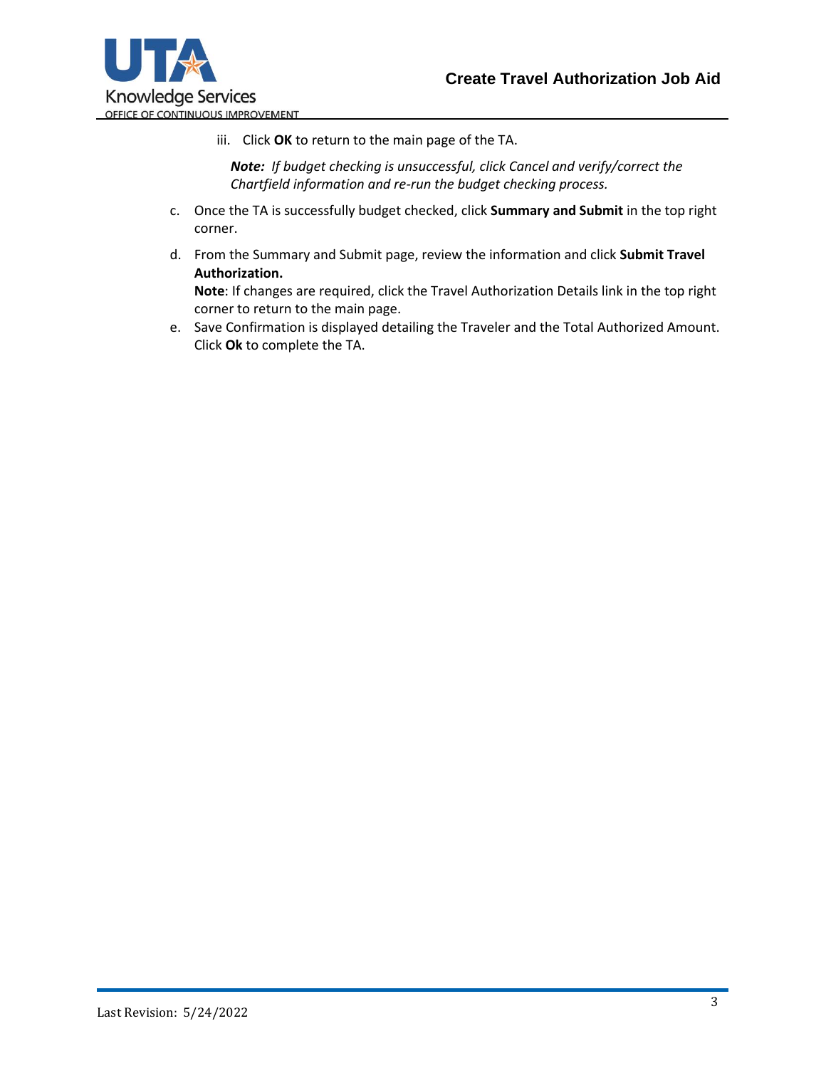iii. Click **OK** to return to the main page of the TA.

*Note: If budget checking is unsuccessful, click Cancel and verify/correct the Chartfield information and re-run the budget checking process.*

c. Once the TA is successfully budget checked, click **Summary and Submit** in the top right corner.

d. From the Summary and Submit page, review the information and click **Submit Travel Authorization.**
**Note**: If changes are required, click the Travel Authorization Details link in the top right corner to return to the main page.

e. Save Confirmation is displayed detailing the Traveler and the Total Authorized Amount. Click **Ok** to complete the TA.